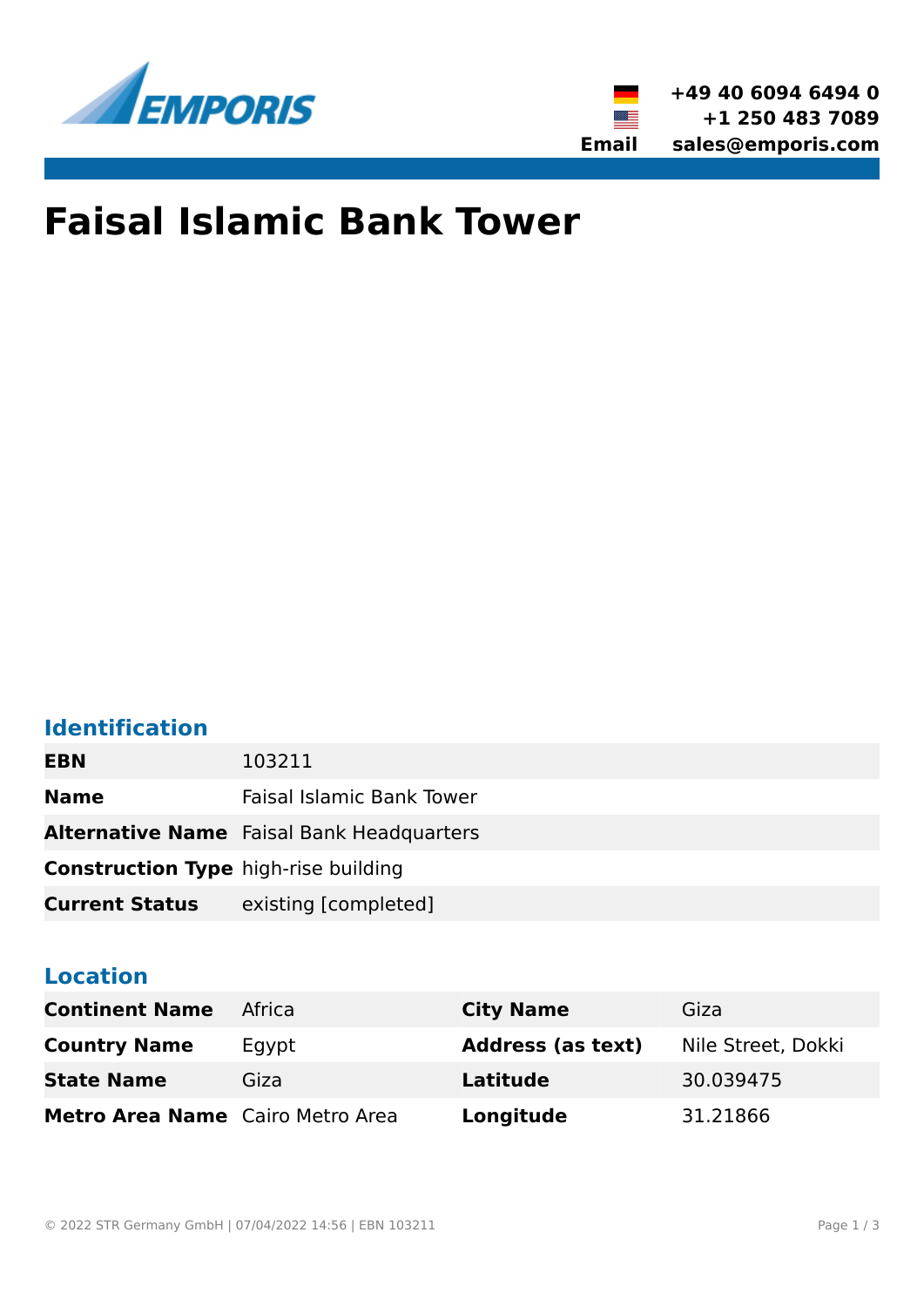+49 40 6094 6494 0
+1 250 483 7089
**Email** sales@emporis.com

# Faisal Islamic Bank Tower

## Identification

| | |
|---|---|
| **EBN** | 103211 |
| **Name** | Faisal Islamic Bank Tower |
| **Alternative Name** | Faisal Bank Headquarters |
| **Construction Type** | high-rise building |
| **Current Status** | existing [completed] |

## Location

| | | | |
|---|---|---|---|
| **Continent Name** | Africa | **City Name** | Giza |
| **Country Name** | Egypt | **Address (as text)** | Nile Street, Dokki |
| **State Name** | Giza | **Latitude** | 30.039475 |
| **Metro Area Name** | Cairo Metro Area | **Longitude** | 31.21866 |

© 2022 STR Germany GmbH | 07/04/2022 14:56 | EBN 103211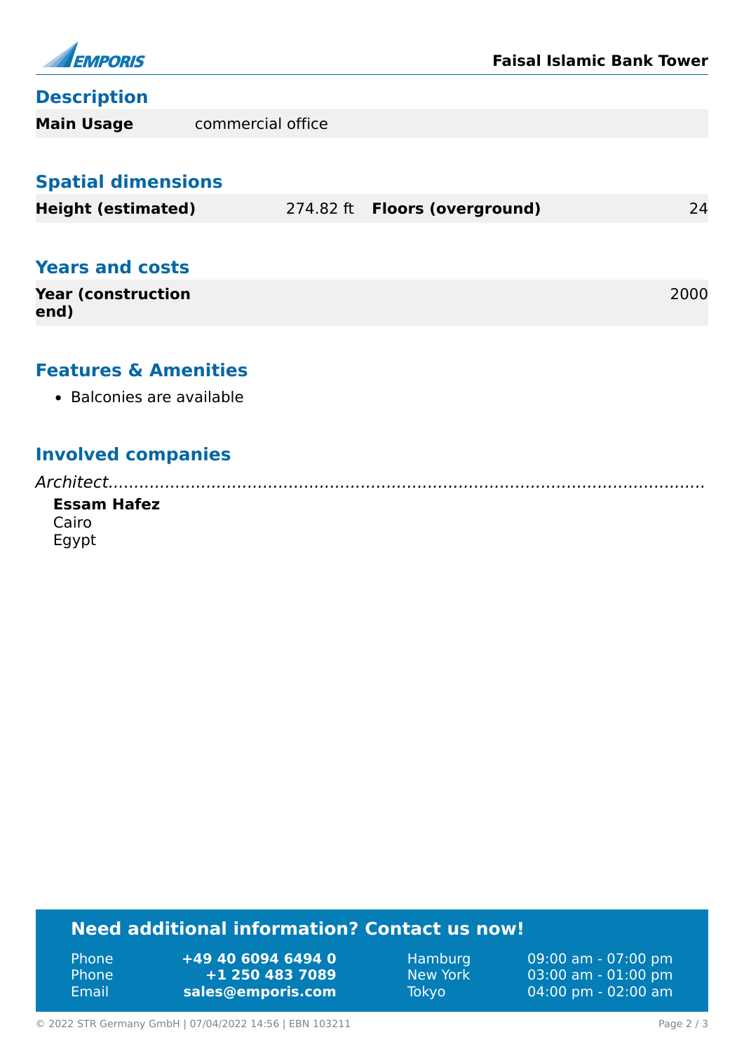## Description

| Main Usage | commercial office |
| --- | --- |

## Spatial dimensions

| Height (estimated) | 274.82 ft | Floors (overground) | 24 |
| --- | --- | --- | --- |

## Years and costs

| Year (construction end) | 2000 |
| --- | --- |

## Features & Amenities

- Balconies are available

## Involved companies

*Architect*

**Essam Hafez**
Cairo
Egypt

## Need additional information? Contact us now!

| | | | |
| --- | --- | --- | --- |
| Phone | **+49 40 6094 6494 0** | Hamburg | 09:00 am - 07:00 pm |
| Phone | **+1 250 483 7089** | New York | 03:00 am - 01:00 pm |
| Email | **sales@emporis.com** | Tokyo | 04:00 pm - 02:00 am |

© 2022 STR Germany GmbH | 07/04/2022 14:56 | EBN 103211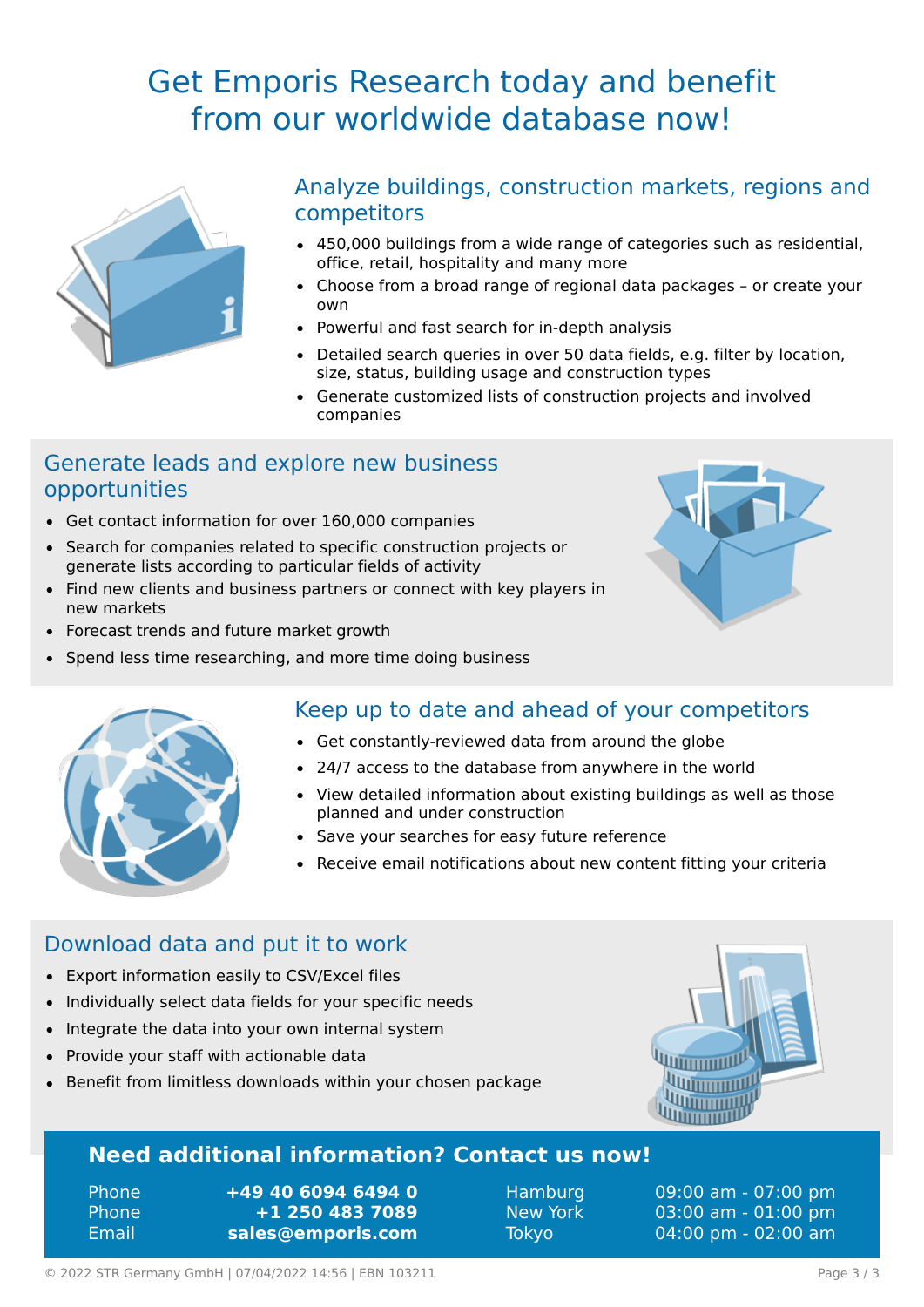# Get Emporis Research today and benefit from our worldwide database now!

## Analyze buildings, construction markets, regions and competitors

- 450,000 buildings from a wide range of categories such as residential, office, retail, hospitality and many more
- Choose from a broad range of regional data packages – or create your own
- Powerful and fast search for in-depth analysis
- Detailed search queries in over 50 data fields, e.g. filter by location, size, status, building usage and construction types
- Generate customized lists of construction projects and involved companies

## Generate leads and explore new business opportunities

- Get contact information for over 160,000 companies
- Search for companies related to specific construction projects or generate lists according to particular fields of activity
- Find new clients and business partners or connect with key players in new markets
- Forecast trends and future market growth
- Spend less time researching, and more time doing business

## Keep up to date and ahead of your competitors

- Get constantly-reviewed data from around the globe
- 24/7 access to the database from anywhere in the world
- View detailed information about existing buildings as well as those planned and under construction
- Save your searches for easy future reference
- Receive email notifications about new content fitting your criteria

## Download data and put it to work

- Export information easily to CSV/Excel files
- Individually select data fields for your specific needs
- Integrate the data into your own internal system
- Provide your staff with actionable data
- Benefit from limitless downloads within your chosen package

### Need additional information? Contact us now!

| | | | |
|---|---|---|---|
| Phone | **+49 40 6094 6494 0** | Hamburg | 09:00 am - 07:00 pm |
| Phone | **+1 250 483 7089** | New York | 03:00 am - 01:00 pm |
| Email | **sales@emporis.com** | Tokyo | 04:00 pm - 02:00 am |

© 2022 STR Germany GmbH | 07/04/2022 14:56 | EBN 103211